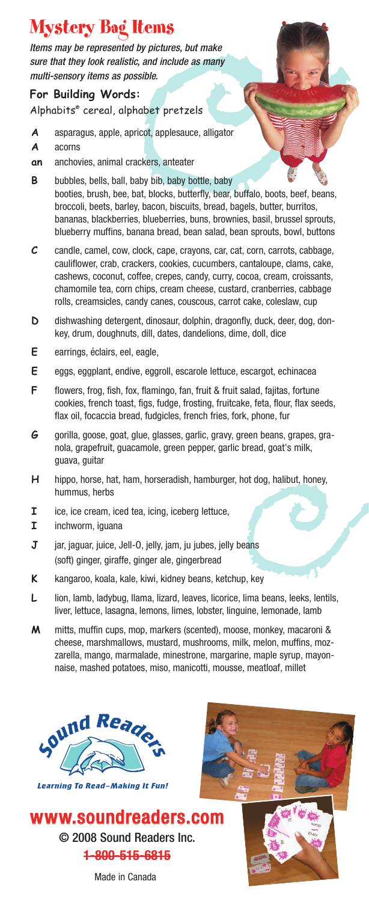# Mystery Bag Items

*Items may be represented by pictures, but make sure that they look realistic, and include as many multi-sensory items as possible.*

**For Building Words:**
Alphabits® cereal, alphabet pretzels

- **A** asparagus, apple, apricot, applesauce, alligator
- **A** acorns
- **an** anchovies, animal crackers, anteater
- **B** bubbles, bells, ball, baby bib, baby bottle, baby booties, brush, bee, bat, blocks, butterfly, bear, buffalo, boots, beef, beans, broccoli, beets, barley, bacon, biscuits, bread, bagels, butter, burritos, bananas, blackberries, blueberries, buns, brownies, basil, brussel sprouts, blueberry muffins, banana bread, bean salad, bean sprouts, bowl, buttons
- **C** candle, camel, cow, clock, cape, crayons, car, cat, corn, carrots, cabbage, cauliflower, crab, crackers, cookies, cucumbers, cantaloupe, clams, cake, cashews, coconut, coffee, crepes, candy, curry, cocoa, cream, croissants, chamomile tea, corn chips, cream cheese, custard, cranberries, cabbage rolls, creamsicles, candy canes, couscous, carrot cake, coleslaw, cup
- **D** dishwashing detergent, dinosaur, dolphin, dragonfly, duck, deer, dog, donkey, drum, doughnuts, dill, dates, dandelions, dime, doll, dice
- **E** earrings, éclairs, eel, eagle,
- **E** eggs, eggplant, endive, eggroll, escarole lettuce, escargot, echinacea
- **F** flowers, frog, fish, fox, flamingo, fan, fruit & fruit salad, fajitas, fortune cookies, french toast, figs, fudge, frosting, fruitcake, feta, flour, flax seeds, flax oil, focaccia bread, fudgicles, french fries, fork, phone, fur
- **G** gorilla, goose, goat, glue, glasses, garlic, gravy, green beans, grapes, granola, grapefruit, guacamole, green pepper, garlic bread, goat's milk, guava, guitar
- **H** hippo, horse, hat, ham, horseradish, hamburger, hot dog, halibut, honey, hummus, herbs
- **I** ice, ice cream, iced tea, icing, iceberg lettuce,
- **I** inchworm, iguana
- **J** jar, jaguar, juice, Jell-O, jelly, jam, ju jubes, jelly beans (soft) ginger, giraffe, ginger ale, gingerbread
- **K** kangaroo, koala, kale, kiwi, kidney beans, ketchup, key
- **L** lion, lamb, ladybug, llama, lizard, leaves, licorice, lima beans, leeks, lentils, liver, lettuce, lasagna, lemons, limes, lobster, linguine, lemonade, lamb
- **M** mitts, muffin cups, mop, markers (scented), moose, monkey, macaroni & cheese, marshmallows, mustard, mushrooms, milk, melon, muffins, mozzarella, mango, marmalade, minestrone, margarine, maple syrup, mayonnaise, mashed potatoes, miso, manicotti, mousse, meatloaf, millet

Sound Readers
*Learning To Read–Making It Fun!*

**www.soundreaders.com**
© 2008 Sound Readers Inc.
~~1-800-515-6815~~

Made in Canada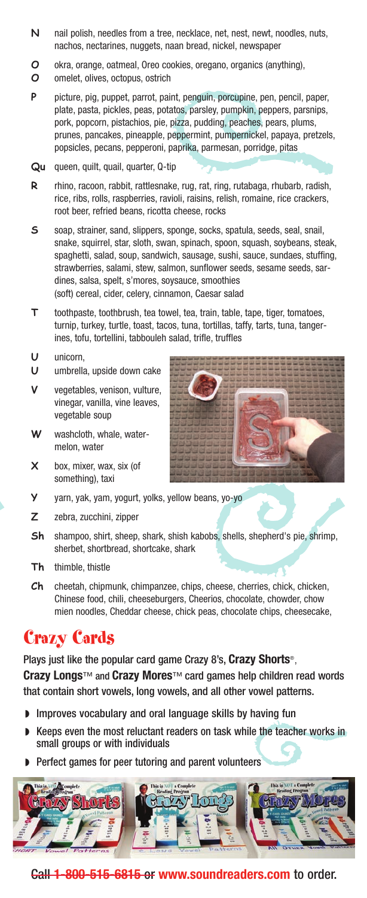**N** nail polish, needles from a tree, necklace, net, nest, newt, noodles, nuts, nachos, nectarines, nuggets, naan bread, nickel, newspaper

**O** okra, orange, oatmeal, Oreo cookies, oregano, organics (anything),
**O** omelet, olives, octopus, ostrich

**P** picture, pig, puppet, parrot, paint, penguin, porcupine, pen, pencil, paper, plate, pasta, pickles, peas, potatos, parsley, pumpkin, peppers, parsnips, pork, popcorn, pistachios, pie, pizza, pudding, peaches, pears, plums, prunes, pancakes, pineapple, peppermint, pumpernickel, papaya, pretzels, popsicles, pecans, pepperoni, paprika, parmesan, porridge, pitas

**Qu** queen, quilt, quail, quarter, Q-tip

**R** rhino, racoon, rabbit, rattlesnake, rug, rat, ring, rutabaga, rhubarb, radish, rice, ribs, rolls, raspberries, ravioli, raisins, relish, romaine, rice crackers, root beer, refried beans, ricotta cheese, rocks

**S** soap, strainer, sand, slippers, sponge, socks, spatula, seeds, seal, snail, snake, squirrel, star, sloth, swan, spinach, spoon, squash, soybeans, steak, spaghetti, salad, soup, sandwich, sausage, sushi, sauce, sundaes, stuffing, strawberries, salami, stew, salmon, sunflower seeds, sesame seeds, sardines, salsa, spelt, s'mores, soysauce, smoothies
(soft) cereal, cider, celery, cinnamon, Caesar salad

**T** toothpaste, toothbrush, tea towel, tea, train, table, tape, tiger, tomatoes, turnip, turkey, turtle, toast, tacos, tuna, tortillas, taffy, tarts, tuna, tangerines, tofu, tortellini, tabbouleh salad, trifle, truffles

**U** unicorn,
**U** umbrella, upside down cake

**V** vegetables, venison, vulture, vinegar, vanilla, vine leaves, vegetable soup

**W** washcloth, whale, watermelon, water

**X** box, mixer, wax, six (of something), taxi

**Y** yarn, yak, yam, yogurt, yolks, yellow beans, yo-yo

**Z** zebra, zucchini, zipper

**Sh** shampoo, shirt, sheep, shark, shish kabobs, shells, shepherd's pie, shrimp, sherbet, shortbread, shortcake, shark

**Th** thimble, thistle

**Ch** cheetah, chipmunk, chimpanzee, chips, cheese, cherries, chick, chicken, Chinese food, chili, cheeseburgers, Cheerios, chocolate, chowder, chow mien noodles, Cheddar cheese, chick peas, chocolate chips, cheesecake,

## Crazy Cards

Plays just like the popular card game Crazy 8's, **Crazy Shorts**®, **Crazy Longs**™ and **Crazy Mores**™ card games help children read words that contain short vowels, long vowels, and all other vowel patterns.

- Improves vocabulary and oral language skills by having fun
- Keeps even the most reluctant readers on task while the teacher works in small groups or with individuals
- Perfect games for peer tutoring and parent volunteers

Call 1-800-515-6815 or **www.soundreaders.com** to order.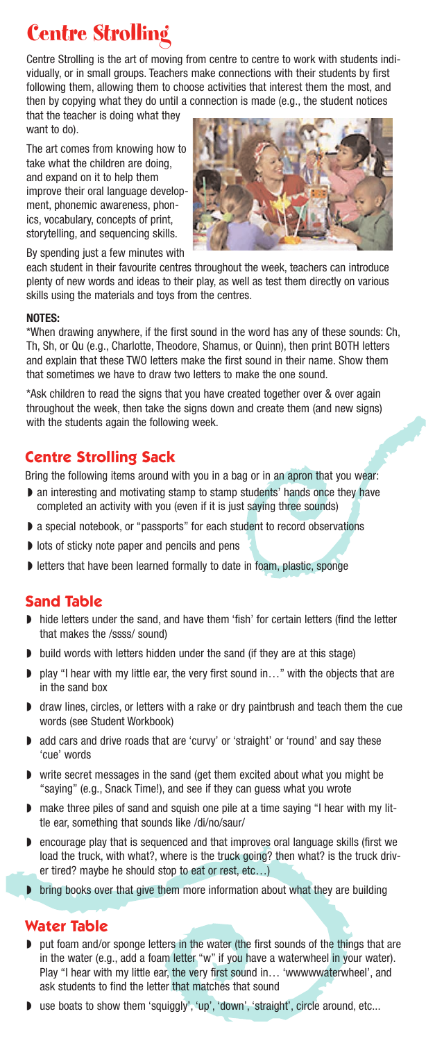# Centre Strolling

Centre Strolling is the art of moving from centre to centre to work with students individually, or in small groups. Teachers make connections with their students by first following them, allowing them to choose activities that interest them the most, and then by copying what they do until a connection is made (e.g., the student notices that the teacher is doing what they want to do).

The art comes from knowing how to take what the children are doing, and expand on it to help them improve their oral language development, phonemic awareness, phonics, vocabulary, concepts of print, storytelling, and sequencing skills.

By spending just a few minutes with each student in their favourite centres throughout the week, teachers can introduce plenty of new words and ideas to their play, as well as test them directly on various skills using the materials and toys from the centres.

**NOTES:**

*When drawing anywhere, if the first sound in the word has any of these sounds: Ch, Th, Sh, or Qu (e.g., Charlotte, Theodore, Shamus, or Quinn), then print BOTH letters and explain that these TWO letters make the first sound in their name. Show them that sometimes we have to draw two letters to make the one sound.

*Ask children to read the signs that you have created together over & over again throughout the week, then take the signs down and create them (and new signs) with the students again the following week.

## Centre Strolling Sack

Bring the following items around with you in a bag or in an apron that you wear:

- an interesting and motivating stamp to stamp students' hands once they have completed an activity with you (even if it is just saying three sounds)
- a special notebook, or "passports" for each student to record observations
- lots of sticky note paper and pencils and pens
- letters that have been learned formally to date in foam, plastic, sponge

## Sand Table

- hide letters under the sand, and have them 'fish' for certain letters (find the letter that makes the /ssss/ sound)
- build words with letters hidden under the sand (if they are at this stage)
- play "I hear with my little ear, the very first sound in…" with the objects that are in the sand box
- draw lines, circles, or letters with a rake or dry paintbrush and teach them the cue words (see Student Workbook)
- add cars and drive roads that are 'curvy' or 'straight' or 'round' and say these 'cue' words
- write secret messages in the sand (get them excited about what you might be "saying" (e.g., Snack Time!), and see if they can guess what you wrote
- make three piles of sand and squish one pile at a time saying "I hear with my little ear, something that sounds like /di/no/saur/
- encourage play that is sequenced and that improves oral language skills (first we load the truck, with what?, where is the truck going? then what? is the truck driver tired? maybe he should stop to eat or rest, etc…)
- bring books over that give them more information about what they are building

## Water Table

- put foam and/or sponge letters in the water (the first sounds of the things that are in the water (e.g., add a foam letter "w" if you have a waterwheel in your water). Play "I hear with my little ear, the very first sound in… 'wwwwwaterwheel', and ask students to find the letter that matches that sound
- use boats to show them 'squiggly', 'up', 'down', 'straight', circle around, etc...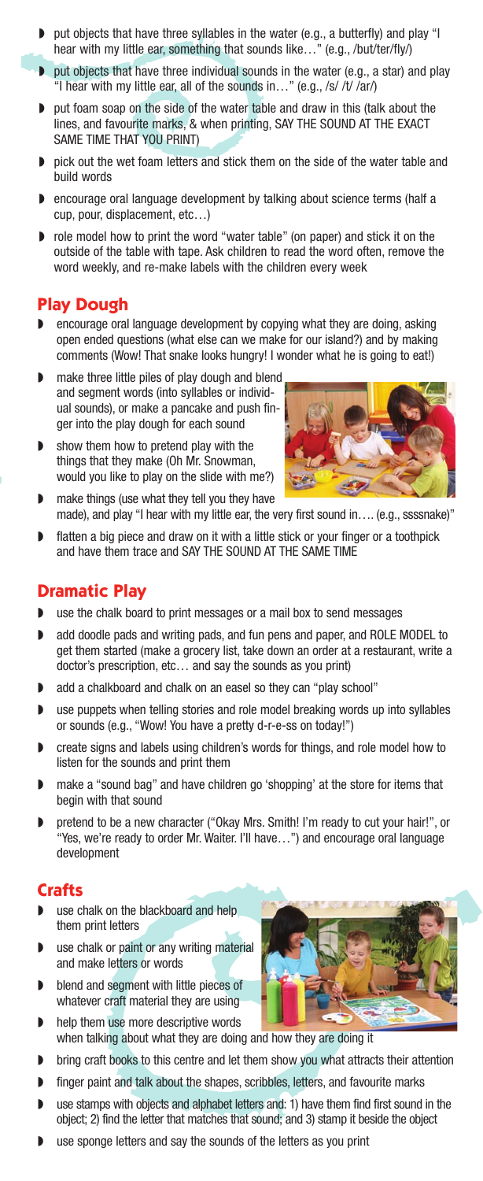- put objects that have three syllables in the water (e.g., a butterfly) and play "I hear with my little ear, something that sounds like…" (e.g., /but/ter/fly/)
- put objects that have three individual sounds in the water (e.g., a star) and play "I hear with my little ear, all of the sounds in…" (e.g., /s/ /t/ /ar/)
- put foam soap on the side of the water table and draw in this (talk about the lines, and favourite marks, & when printing, SAY THE SOUND AT THE EXACT SAME TIME THAT YOU PRINT)
- pick out the wet foam letters and stick them on the side of the water table and build words
- encourage oral language development by talking about science terms (half a cup, pour, displacement, etc…)
- role model how to print the word "water table" (on paper) and stick it on the outside of the table with tape. Ask children to read the word often, remove the word weekly, and re-make labels with the children every week

## Play Dough

- encourage oral language development by copying what they are doing, asking open ended questions (what else can we make for our island?) and by making comments (Wow! That snake looks hungry! I wonder what he is going to eat!)
- make three little piles of play dough and blend and segment words (into syllables or individual sounds), or make a pancake and push finger into the play dough for each sound
- show them how to pretend play with the things that they make (Oh Mr. Snowman, would you like to play on the slide with me?)
- make things (use what they tell you they have made), and play "I hear with my little ear, the very first sound in…. (e.g., ssssnake)"
- flatten a big piece and draw on it with a little stick or your finger or a toothpick and have them trace and SAY THE SOUND AT THE SAME TIME

## Dramatic Play

- use the chalk board to print messages or a mail box to send messages
- add doodle pads and writing pads, and fun pens and paper, and ROLE MODEL to get them started (make a grocery list, take down an order at a restaurant, write a doctor's prescription, etc… and say the sounds as you print)
- add a chalkboard and chalk on an easel so they can "play school"
- use puppets when telling stories and role model breaking words up into syllables or sounds (e.g., "Wow! You have a pretty d-r-e-ss on today!")
- create signs and labels using children's words for things, and role model how to listen for the sounds and print them
- make a "sound bag" and have children go 'shopping' at the store for items that begin with that sound
- pretend to be a new character ("Okay Mrs. Smith! I'm ready to cut your hair!", or "Yes, we're ready to order Mr. Waiter. I'll have…") and encourage oral language development

## Crafts

- use chalk on the blackboard and help them print letters
- use chalk or paint or any writing material and make letters or words
- blend and segment with little pieces of whatever craft material they are using
- help them use more descriptive words when talking about what they are doing and how they are doing it
- bring craft books to this centre and let them show you what attracts their attention
- finger paint and talk about the shapes, scribbles, letters, and favourite marks
- use stamps with objects and alphabet letters and: 1) have them find first sound in the object; 2) find the letter that matches that sound; and 3) stamp it beside the object
- use sponge letters and say the sounds of the letters as you print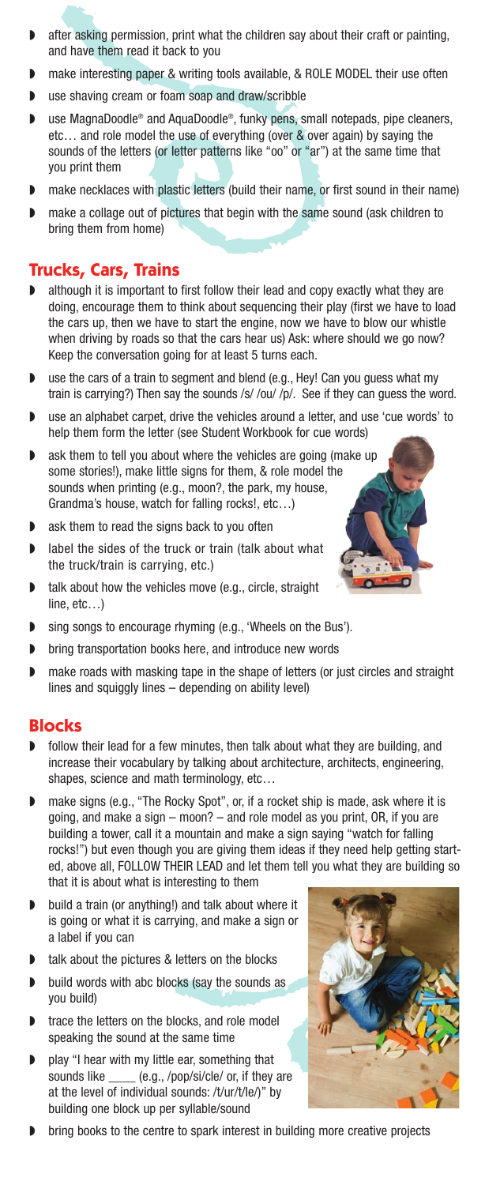- after asking permission, print what the children say about their craft or painting, and have them read it back to you
- make interesting paper & writing tools available, & ROLE MODEL their use often
- use shaving cream or foam soap and draw/scribble
- use MagnaDoodle® and AquaDoodle®, funky pens, small notepads, pipe cleaners, etc… and role model the use of everything (over & over again) by saying the sounds of the letters (or letter patterns like "oo" or "ar") at the same time that you print them
- make necklaces with plastic letters (build their name, or first sound in their name)
- make a collage out of pictures that begin with the same sound (ask children to bring them from home)

## Trucks, Cars, Trains

- although it is important to first follow their lead and copy exactly what they are doing, encourage them to think about sequencing their play (first we have to load the cars up, then we have to start the engine, now we have to blow our whistle when driving by roads so that the cars hear us) Ask: where should we go now? Keep the conversation going for at least 5 turns each.
- use the cars of a train to segment and blend (e.g., Hey! Can you guess what my train is carrying?) Then say the sounds /s/ /ou/ /p/. See if they can guess the word.
- use an alphabet carpet, drive the vehicles around a letter, and use 'cue words' to help them form the letter (see Student Workbook for cue words)
- ask them to tell you about where the vehicles are going (make up some stories!), make little signs for them, & role model the sounds when printing (e.g., moon?, the park, my house, Grandma's house, watch for falling rocks!, etc…)
- ask them to read the signs back to you often
- label the sides of the truck or train (talk about what the truck/train is carrying, etc.)
- talk about how the vehicles move (e.g., circle, straight line, etc…)
- sing songs to encourage rhyming (e.g., 'Wheels on the Bus').
- bring transportation books here, and introduce new words
- make roads with masking tape in the shape of letters (or just circles and straight lines and squiggly lines – depending on ability level)

## Blocks

- follow their lead for a few minutes, then talk about what they are building, and increase their vocabulary by talking about architecture, architects, engineering, shapes, science and math terminology, etc…
- make signs (e.g., "The Rocky Spot", or, if a rocket ship is made, ask where it is going, and make a sign – moon? – and role model as you print, OR, if you are building a tower, call it a mountain and make a sign saying "watch for falling rocks!") but even though you are giving them ideas if they need help getting started, above all, FOLLOW THEIR LEAD and let them tell you what they are building so that it is about what is interesting to them
- build a train (or anything!) and talk about where it is going or what it is carrying, and make a sign or a label if you can
- talk about the pictures & letters on the blocks
- build words with abc blocks (say the sounds as you build)
- trace the letters on the blocks, and role model speaking the sound at the same time
- play "I hear with my little ear, something that sounds like ____ (e.g., /pop/si/cle/ or, if they are at the level of individual sounds: /t/ur/t/le/)" by building one block up per syllable/sound
- bring books to the centre to spark interest in building more creative projects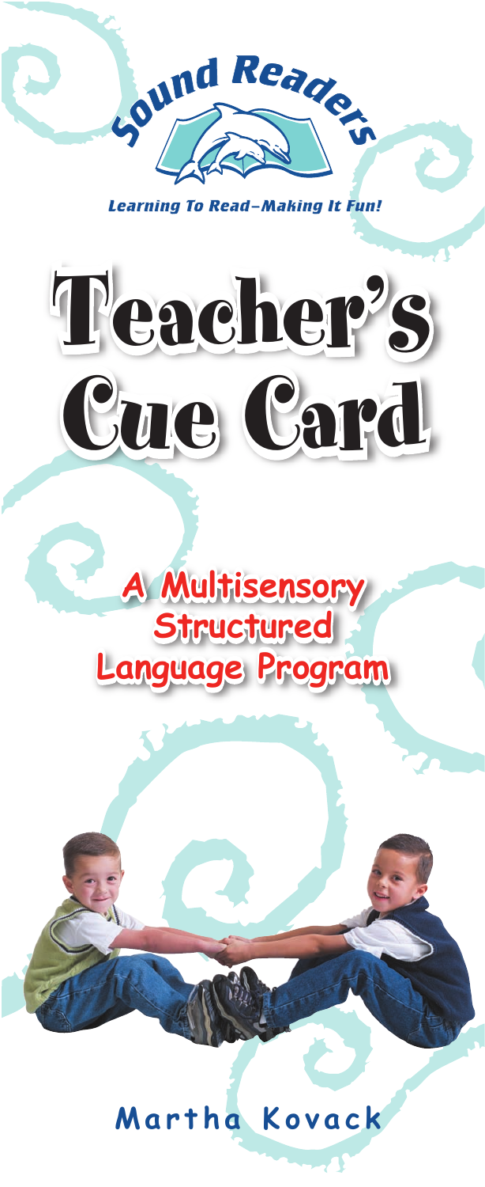Sound Readers

*Learning To Read–Making It Fun!*

# Teacher's Cue Card

## A Multisensory Structured Language Program

**Martha Kovack**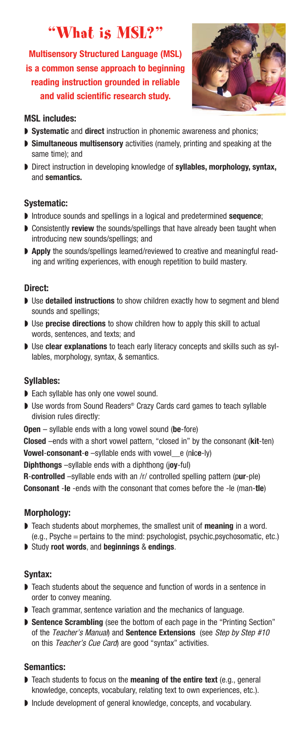# "What is MSL?"

**Multisensory Structured Language (MSL) is a common sense approach to beginning reading instruction grounded in reliable and valid scientific research study.**

### MSL includes:

- **Systematic** and **direct** instruction in phonemic awareness and phonics;
- **Simultaneous multisensory** activities (namely, printing and speaking at the same time); and
- Direct instruction in developing knowledge of **syllables, morphology, syntax,** and **semantics.**

### Systematic:

- Introduce sounds and spellings in a logical and predetermined **sequence**;
- Consistently **review** the sounds/spellings that have already been taught when introducing new sounds/spellings; and
- **Apply** the sounds/spellings learned/reviewed to creative and meaningful reading and writing experiences, with enough repetition to build mastery.

### Direct:

- Use **detailed instructions** to show children exactly how to segment and blend sounds and spellings;
- Use **precise directions** to show children how to apply this skill to actual words, sentences, and texts; and
- Use **clear explanations** to teach early literacy concepts and skills such as syllables, morphology, syntax, & semantics.

### Syllables:

- Each syllable has only one vowel sound.
- Use words from Sound Readers® Crazy Cards card games to teach syllable division rules directly:

**Open** – syllable ends with a long vowel sound (**be**-fore)

**Closed** –ends with a short vowel pattern, "closed in" by the consonant (**kit**-ten)

**Vowel**-**consonant**-**e** –syllable ends with vowel__e (n**ice**-ly)

**Diphthongs** –syllable ends with a diphthong (j**oy**-ful)

**R**-**controlled** –syllable ends with an /r/ controlled spelling pattern (p**ur**-ple)

**Consonant** -**le** -ends with the consonant that comes before the -le (man-**tle**)

### Morphology:

- Teach students about morphemes, the smallest unit of **meaning** in a word. (e.g., Psyche = pertains to the mind: psychologist, psychic,psychosomatic, etc.)
- Study **root words**, and **beginnings** & **endings**.

### Syntax:

- Teach students about the sequence and function of words in a sentence in order to convey meaning.
- Teach grammar, sentence variation and the mechanics of language.
- **Sentence Scrambling** (see the bottom of each page in the "Printing Section" of the *Teacher's Manual*) and **Sentence Extensions** (see *Step by Step #10* on this *Teacher's Cue Card*) are good "syntax" activities.

### Semantics:

- Teach students to focus on the **meaning of the entire text** (e.g., general knowledge, concepts, vocabulary, relating text to own experiences, etc.).
- Include development of general knowledge, concepts, and vocabulary.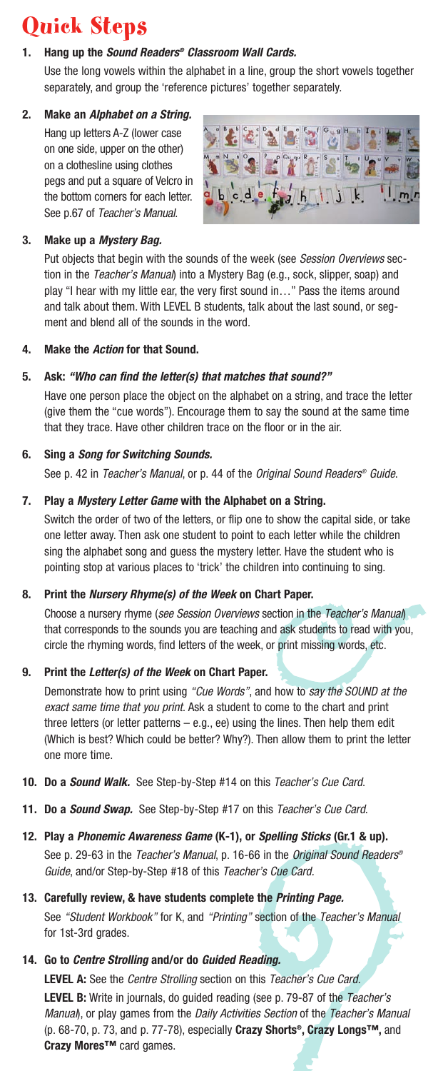# Quick Steps

1. **Hang up the *Sound Readers® Classroom Wall Cards.***

   Use the long vowels within the alphabet in a line, group the short vowels together separately, and group the 'reference pictures' together separately.

2. **Make an *Alphabet on a String.***

   Hang up letters A-Z (lower case on one side, upper on the other) on a clothesline using clothes pegs and put a square of Velcro in the bottom corners for each letter. See p.67 of *Teacher's Manual*.

3. **Make up a *Mystery Bag.***

   Put objects that begin with the sounds of the week (see *Session Overviews* section in the *Teacher's Manual*) into a Mystery Bag (e.g., sock, slipper, soap) and play "I hear with my little ear, the very first sound in…" Pass the items around and talk about them. With LEVEL B students, talk about the last sound, or segment and blend all of the sounds in the word.

4. **Make the *Action* for that Sound.**

5. **Ask: *"Who can find the letter(s) that matches that sound?"***

   Have one person place the object on the alphabet on a string, and trace the letter (give them the "cue words"). Encourage them to say the sound at the same time that they trace. Have other children trace on the floor or in the air.

6. **Sing a *Song for Switching Sounds.***

   See p. 42 in *Teacher's Manual*, or p. 44 of the *Original Sound Readers® Guide*.

7. **Play a *Mystery Letter Game* with the Alphabet on a String.**

   Switch the order of two of the letters, or flip one to show the capital side, or take one letter away. Then ask one student to point to each letter while the children sing the alphabet song and guess the mystery letter. Have the student who is pointing stop at various places to 'trick' the children into continuing to sing.

8. **Print the *Nursery Rhyme(s) of the Week* on Chart Paper.**

   Choose a nursery rhyme (*see Session Overviews* section in the *Teacher's Manual*) that corresponds to the sounds you are teaching and ask students to read with you, circle the rhyming words, find letters of the week, or print missing words, etc.

9. **Print the *Letter(s) of the Week* on Chart Paper.**

   Demonstrate how to print using *"Cue Words"*, and how to *say the SOUND at the exact same time that you print.* Ask a student to come to the chart and print three letters (or letter patterns – e.g., ee) using the lines. Then help them edit (Which is best? Which could be better? Why?). Then allow them to print the letter one more time.

10. **Do a *Sound Walk.*** See Step-by-Step #14 on this *Teacher's Cue Card*.

11. **Do a *Sound Swap.*** See Step-by-Step #17 on this *Teacher's Cue Card*.

12. **Play a *Phonemic Awareness Game* (K-1), or *Spelling Sticks* (Gr.1 & up).**

    See p. 29-63 in the *Teacher's Manual*, p. 16-66 in the *Original Sound Readers® Guide*, and/or Step-by-Step #18 of this *Teacher's Cue Card*.

13. **Carefully review, & have students complete the *Printing Page.***

    See *"Student Workbook"* for K, and *"Printing"* section of the *Teacher's Manual* for 1st-3rd grades.

14. **Go to *Centre Strolling* and/or do *Guided Reading.***

    **LEVEL A:** See the *Centre Strolling* section on this *Teacher's Cue Card*.

    **LEVEL B:** Write in journals, do guided reading (see p. 79-87 of the *Teacher's Manual*), or play games from the *Daily Activities Section* of the *Teacher's Manual* (p. 68-70, p. 73, and p. 77-78), especially **Crazy Shorts®, Crazy Longs™,** and **Crazy Mores™** card games.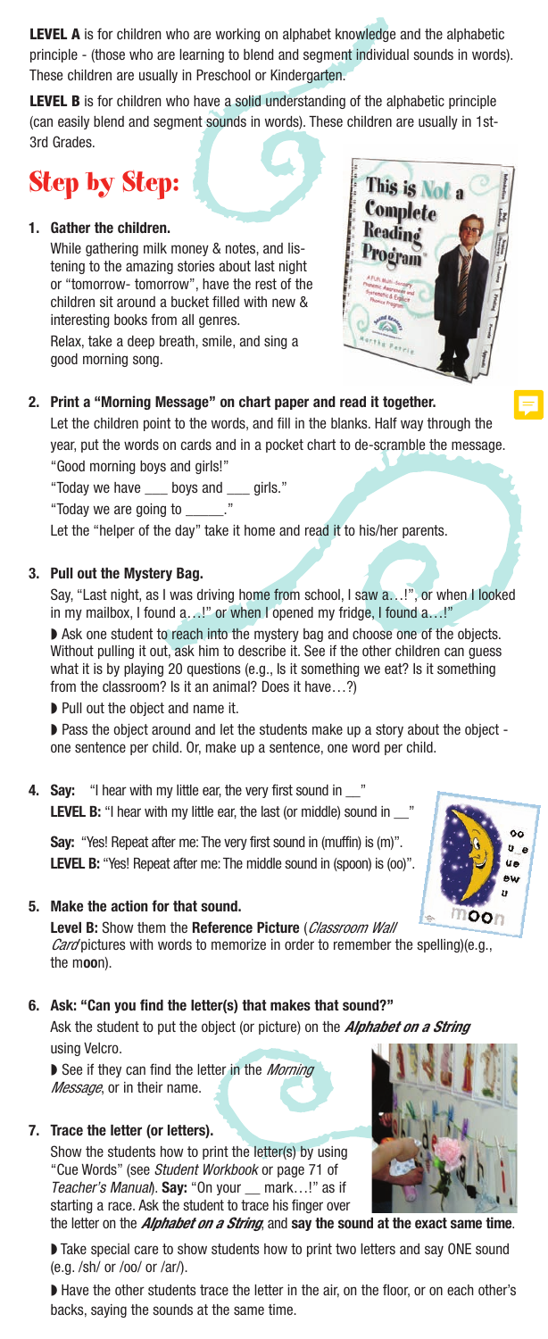**LEVEL A** is for children who are working on alphabet knowledge and the alphabetic principle - (those who are learning to blend and segment individual sounds in words). These children are usually in Preschool or Kindergarten.

**LEVEL B** is for children who have a solid understanding of the alphabetic principle (can easily blend and segment sounds in words). These children are usually in 1st-3rd Grades.

# Step by Step:

1. **Gather the children.**

   While gathering milk money & notes, and listening to the amazing stories about last night or "tomorrow- tomorrow", have the rest of the children sit around a bucket filled with new & interesting books from all genres.

   Relax, take a deep breath, smile, and sing a good morning song.

2. **Print a "Morning Message" on chart paper and read it together.**

   Let the children point to the words, and fill in the blanks. Half way through the year, put the words on cards and in a pocket chart to de-scramble the message.

   "Good morning boys and girls!"

   "Today we have ___ boys and ___ girls."

   "Today we are going to _____."

   Let the "helper of the day" take it home and read it to his/her parents.

3. **Pull out the Mystery Bag.**

   Say, "Last night, as I was driving home from school, I saw a…!", or when I looked in my mailbox, I found a…!" or when I opened my fridge, I found a…!"

   - Ask one student to reach into the mystery bag and choose one of the objects. Without pulling it out, ask him to describe it. See if the other children can guess what it is by playing 20 questions (e.g., Is it something we eat? Is it something from the classroom? Is it an animal? Does it have…?)
   - Pull out the object and name it.
   - Pass the object around and let the students make up a story about the object - one sentence per child. Or, make up a sentence, one word per child.

4. **Say:** "I hear with my little ear, the very first sound in __"

   **LEVEL B:** "I hear with my little ear, the last (or middle) sound in __"

   **Say:** "Yes! Repeat after me: The very first sound in (muffin) is (m)".

   **LEVEL B:** "Yes! Repeat after me: The middle sound in (spoon) is (oo)".

5. **Make the action for that sound.**

   **Level B:** Show them the **Reference Picture** (*Classroom Wall Card* pictures with words to memorize in order to remember the spelling)(e.g., the m**oo**n).

6. **Ask: "Can you find the letter(s) that makes that sound?"**

   Ask the student to put the object (or picture) on the ***Alphabet on a String*** using Velcro.

   - See if they can find the letter in the *Morning Message*, or in their name.

7. **Trace the letter (or letters).**

   Show the students how to print the letter(s) by using "Cue Words" (see *Student Workbook* or page 71 of *Teacher's Manual*). **Say:** "On your __ mark…!" as if starting a race. Ask the student to trace his finger over the letter on the ***Alphabet on a String***, and **say the sound at the exact same time**.

   - Take special care to show students how to print two letters and say ONE sound (e.g. /sh/ or /oo/ or /ar/).
   - Have the other students trace the letter in the air, on the floor, or on each other's backs, saying the sounds at the same time.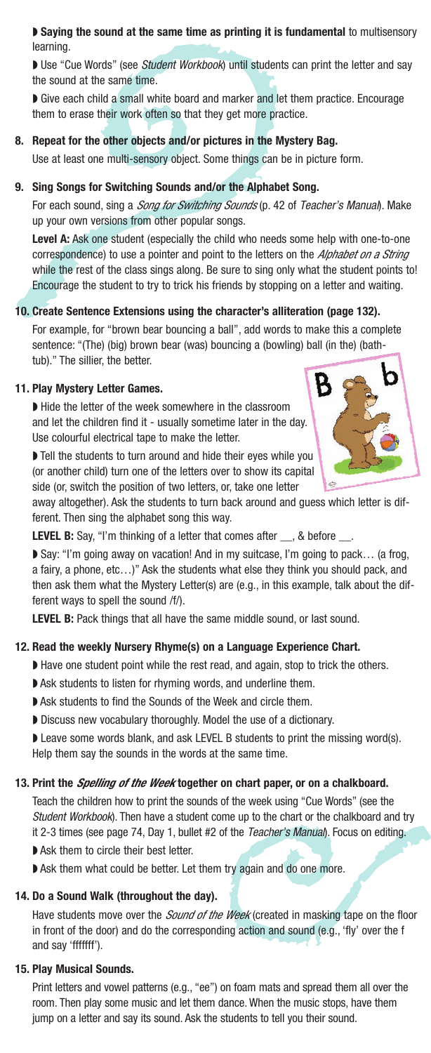◗ **Saying the sound at the same time as printing it is fundamental** to multisensory learning.

◗ Use "Cue Words" (see *Student Workbook*) until students can print the letter and say the sound at the same time.

◗ Give each child a small white board and marker and let them practice. Encourage them to erase their work often so that they get more practice.

**8. Repeat for the other objects and/or pictures in the Mystery Bag.**

Use at least one multi-sensory object. Some things can be in picture form.

**9. Sing Songs for Switching Sounds and/or the Alphabet Song.**

For each sound, sing a *Song for Switching Sounds* (p. 42 of *Teacher's Manual*). Make up your own versions from other popular songs.

**Level A:** Ask one student (especially the child who needs some help with one-to-one correspondence) to use a pointer and point to the letters on the *Alphabet on a String* while the rest of the class sings along. Be sure to sing only what the student points to! Encourage the student to try to trick his friends by stopping on a letter and waiting.

**10. Create Sentence Extensions using the character's alliteration (page 132).**

For example, for "brown bear bouncing a ball", add words to make this a complete sentence: "(The) (big) brown bear (was) bouncing a (bowling) ball (in the) (bathtub)." The sillier, the better.

**11. Play Mystery Letter Games.**

◗ Hide the letter of the week somewhere in the classroom and let the children find it - usually sometime later in the day. Use colourful electrical tape to make the letter.

◗ Tell the students to turn around and hide their eyes while you (or another child) turn one of the letters over to show its capital side (or, switch the position of two letters, or, take one letter away altogether). Ask the students to turn back around and guess which letter is different. Then sing the alphabet song this way.

**LEVEL B:** Say, "I'm thinking of a letter that comes after __, & before __.

◗ Say: "I'm going away on vacation! And in my suitcase, I'm going to pack… (a frog, a fairy, a phone, etc…)" Ask the students what else they think you should pack, and then ask them what the Mystery Letter(s) are (e.g., in this example, talk about the different ways to spell the sound /f/).

**LEVEL B:** Pack things that all have the same middle sound, or last sound.

**12. Read the weekly Nursery Rhyme(s) on a Language Experience Chart.**

◗ Have one student point while the rest read, and again, stop to trick the others.

◗ Ask students to listen for rhyming words, and underline them.

◗ Ask students to find the Sounds of the Week and circle them.

◗ Discuss new vocabulary thoroughly. Model the use of a dictionary.

◗ Leave some words blank, and ask LEVEL B students to print the missing word(s). Help them say the sounds in the words at the same time.

**13. Print the *Spelling of the Week* together on chart paper, or on a chalkboard.**

Teach the children how to print the sounds of the week using "Cue Words" (see the *Student Workbook*). Then have a student come up to the chart or the chalkboard and try it 2-3 times (see page 74, Day 1, bullet #2 of the *Teacher's Manual*). Focus on editing.

◗ Ask them to circle their best letter.

◗ Ask them what could be better. Let them try again and do one more.

**14. Do a Sound Walk (throughout the day).**

Have students move over the *Sound of the Week* (created in masking tape on the floor in front of the door) and do the corresponding action and sound (e.g., 'fly' over the f and say 'fffffff').

**15. Play Musical Sounds.**

Print letters and vowel patterns (e.g., "ee") on foam mats and spread them all over the room. Then play some music and let them dance. When the music stops, have them jump on a letter and say its sound. Ask the students to tell you their sound.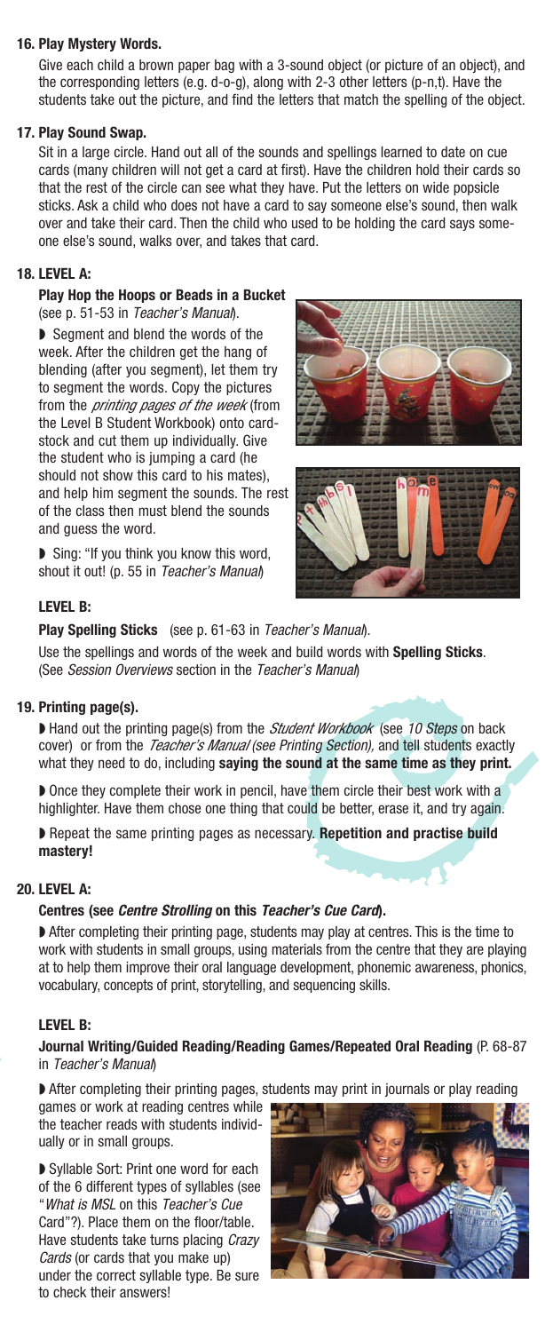**16. Play Mystery Words.**

Give each child a brown paper bag with a 3-sound object (or picture of an object), and the corresponding letters (e.g. d-o-g), along with 2-3 other letters (p-n,t). Have the students take out the picture, and find the letters that match the spelling of the object.

**17. Play Sound Swap.**

Sit in a large circle. Hand out all of the sounds and spellings learned to date on cue cards (many children will not get a card at first). Have the children hold their cards so that the rest of the circle can see what they have. Put the letters on wide popsicle sticks. Ask a child who does not have a card to say someone else's sound, then walk over and take their card. Then the child who used to be holding the card says someone else's sound, walks over, and takes that card.

**18. LEVEL A:**

**Play Hop the Hoops or Beads in a Bucket** (see p. 51-53 in *Teacher's Manual*).

- Segment and blend the words of the week. After the children get the hang of blending (after you segment), let them try to segment the words. Copy the pictures from the *printing pages of the week* (from the Level B Student Workbook) onto cardstock and cut them up individually. Give the student who is jumping a card (he should not show this card to his mates), and help him segment the sounds. The rest of the class then must blend the sounds and guess the word.
- Sing: "If you think you know this word, shout it out! (p. 55 in *Teacher's Manual*)

**LEVEL B:**

**Play Spelling Sticks** (see p. 61-63 in *Teacher's Manual*).

Use the spellings and words of the week and build words with **Spelling Sticks**. (See *Session Overviews* section in the *Teacher's Manual*)

**19. Printing page(s).**

- Hand out the printing page(s) from the *Student Workbook* (see *10 Steps* on back cover) or from the *Teacher's Manual (see Printing Section),* and tell students exactly what they need to do, including **saying the sound at the same time as they print.**
- Once they complete their work in pencil, have them circle their best work with a highlighter. Have them chose one thing that could be better, erase it, and try again.
- Repeat the same printing pages as necessary. **Repetition and practise build mastery!**

**20. LEVEL A:**

**Centres (see *Centre Strolling* on this *Teacher's Cue Card*).**

- After completing their printing page, students may play at centres. This is the time to work with students in small groups, using materials from the centre that they are playing at to help them improve their oral language development, phonemic awareness, phonics, vocabulary, concepts of print, storytelling, and sequencing skills.

**LEVEL B:**

**Journal Writing/Guided Reading/Reading Games/Repeated Oral Reading** (P. 68-87 in *Teacher's Manual*)

- After completing their printing pages, students may print in journals or play reading games or work at reading centres while the teacher reads with students individually or in small groups.
- Syllable Sort: Print one word for each of the 6 different types of syllables (see "*What is MSL* on this *Teacher's Cue* Card"?). Place them on the floor/table. Have students take turns placing *Crazy Cards* (or cards that you make up) under the correct syllable type. Be sure to check their answers!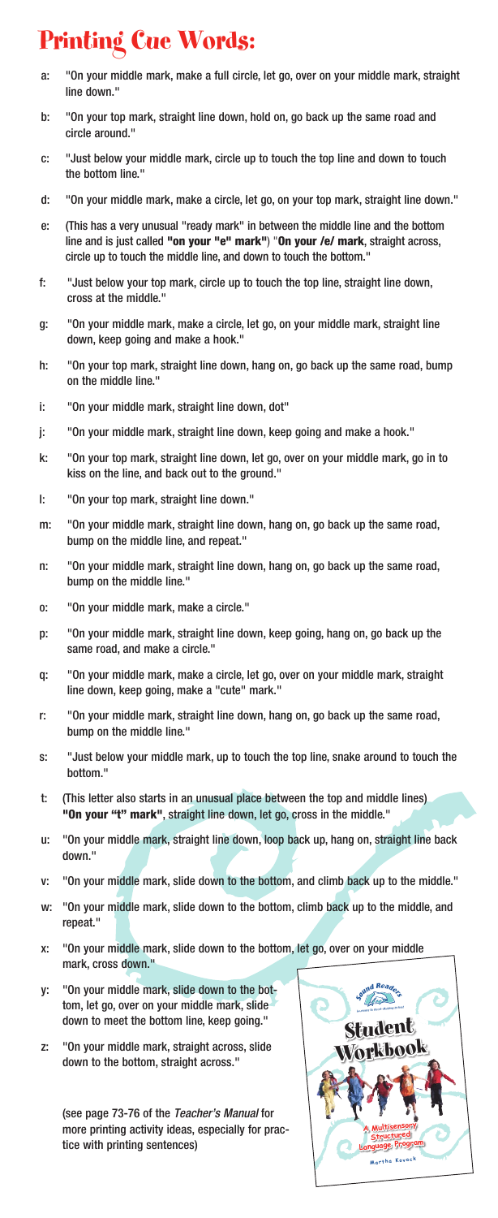# Printing Cue Words:

- a: "On your middle mark, make a full circle, let go, over on your middle mark, straight line down."
- b: "On your top mark, straight line down, hold on, go back up the same road and circle around."
- c: "Just below your middle mark, circle up to touch the top line and down to touch the bottom line."
- d: "On your middle mark, make a circle, let go, on your top mark, straight line down."
- e: (This has a very unusual "ready mark" in between the middle line and the bottom line and is just called **"on your "e" mark"**) "**On your /e/ mark**, straight across, circle up to touch the middle line, and down to touch the bottom."
- f: "Just below your top mark, circle up to touch the top line, straight line down, cross at the middle."
- g: "On your middle mark, make a circle, let go, on your middle mark, straight line down, keep going and make a hook."
- h: "On your top mark, straight line down, hang on, go back up the same road, bump on the middle line."
- i: "On your middle mark, straight line down, dot"
- j: "On your middle mark, straight line down, keep going and make a hook."
- k: "On your top mark, straight line down, let go, over on your middle mark, go in to kiss on the line, and back out to the ground."
- l: "On your top mark, straight line down."
- m: "On your middle mark, straight line down, hang on, go back up the same road, bump on the middle line, and repeat."
- n: "On your middle mark, straight line down, hang on, go back up the same road, bump on the middle line."
- o: "On your middle mark, make a circle."
- p: "On your middle mark, straight line down, keep going, hang on, go back up the same road, and make a circle."
- q: "On your middle mark, make a circle, let go, over on your middle mark, straight line down, keep going, make a "cute" mark."
- r: "On your middle mark, straight line down, hang on, go back up the same road, bump on the middle line."
- s: "Just below your middle mark, up to touch the top line, snake around to touch the bottom."
- t: (This letter also starts in an unusual place between the top and middle lines) **"On your "t" mark"**, straight line down, let go, cross in the middle."
- u: "On your middle mark, straight line down, loop back up, hang on, straight line back down."
- v: "On your middle mark, slide down to the bottom, and climb back up to the middle."
- w: "On your middle mark, slide down to the bottom, climb back up to the middle, and repeat."
- x: "On your middle mark, slide down to the bottom, let go, over on your middle mark, cross down."
- y: "On your middle mark, slide down to the bottom, let go, over on your middle mark, slide down to meet the bottom line, keep going."
- z: "On your middle mark, straight across, slide down to the bottom, straight across."

(see page 73-76 of the *Teacher's Manual* for more printing activity ideas, especially for practice with printing sentences)